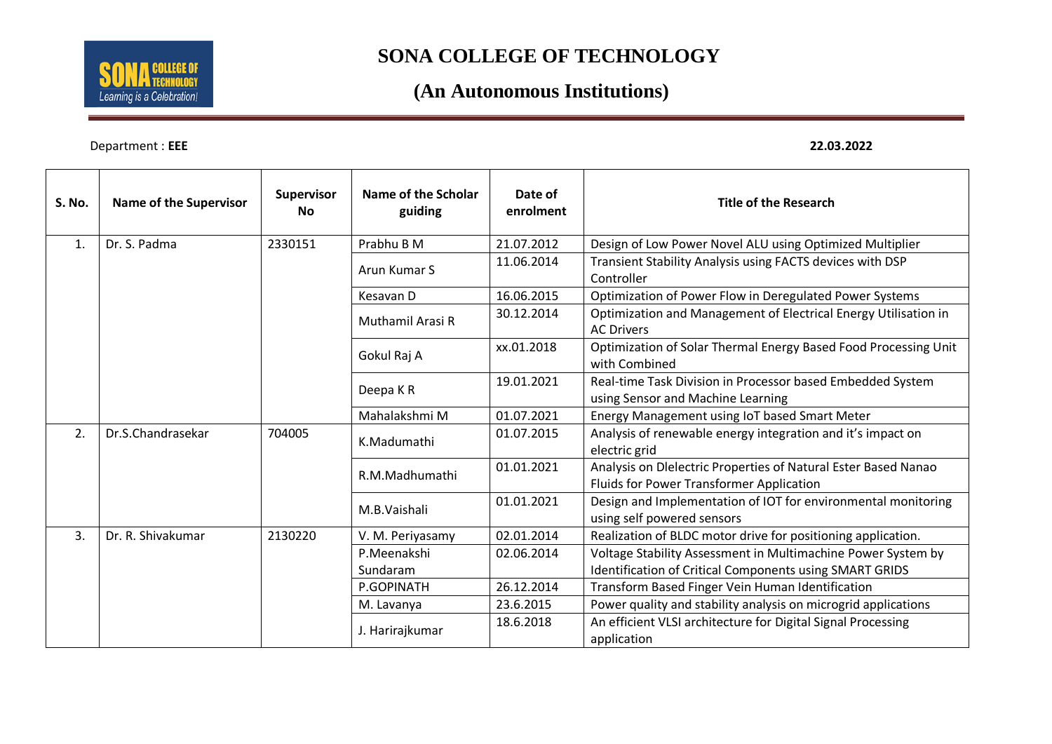# SONA COLLEGE OF TECHNOLOGY

## (An Autonomous Institutions)

Department : **EEE** **22.03.2022**

| S. No. | Name of the Supervisor | Supervisor No | Name of the Scholar guiding | Date of enrolment | Title of the Research |
|---|---|---|---|---|---|
| 1. | Dr. S. Padma | 2330151 | Prabhu B M | 21.07.2012 | Design of Low Power Novel ALU using Optimized Multiplier |
| | | | Arun Kumar S | 11.06.2014 | Transient Stability Analysis using FACTS devices with DSP Controller |
| | | | Kesavan D | 16.06.2015 | Optimization of Power Flow in Deregulated Power Systems |
| | | | Muthamil Arasi R | 30.12.2014 | Optimization and Management of Electrical Energy Utilisation in AC Drivers |
| | | | Gokul Raj A | xx.01.2018 | Optimization of Solar Thermal Energy Based Food Processing Unit with Combined |
| | | | Deepa K R | 19.01.2021 | Real-time Task Division in Processor based Embedded System using Sensor and Machine Learning |
| | | | Mahalakshmi M | 01.07.2021 | Energy Management using IoT based Smart Meter |
| 2. | Dr.S.Chandrasekar | 704005 | K.Madumathi | 01.07.2015 | Analysis of renewable energy integration and it's impact on electric grid |
| | | | R.M.Madhumathi | 01.01.2021 | Analysis on Dlelectric Properties of Natural Ester Based Nanao Fluids for Power Transformer Application |
| | | | M.B.Vaishali | 01.01.2021 | Design and Implementation of IOT for environmental monitoring using self powered sensors |
| 3. | Dr. R. Shivakumar | 2130220 | V. M. Periyasamy | 02.01.2014 | Realization of BLDC motor drive for positioning application. |
| | | | P.Meenakshi Sundaram | 02.06.2014 | Voltage Stability Assessment in Multimachine Power System by Identification of Critical Components using SMART GRIDS |
| | | | P.GOPINATH | 26.12.2014 | Transform Based Finger Vein Human Identification |
| | | | M. Lavanya | 23.6.2015 | Power quality and stability analysis on microgrid applications |
| | | | J. Harirajkumar | 18.6.2018 | An efficient VLSI architecture for Digital Signal Processing application |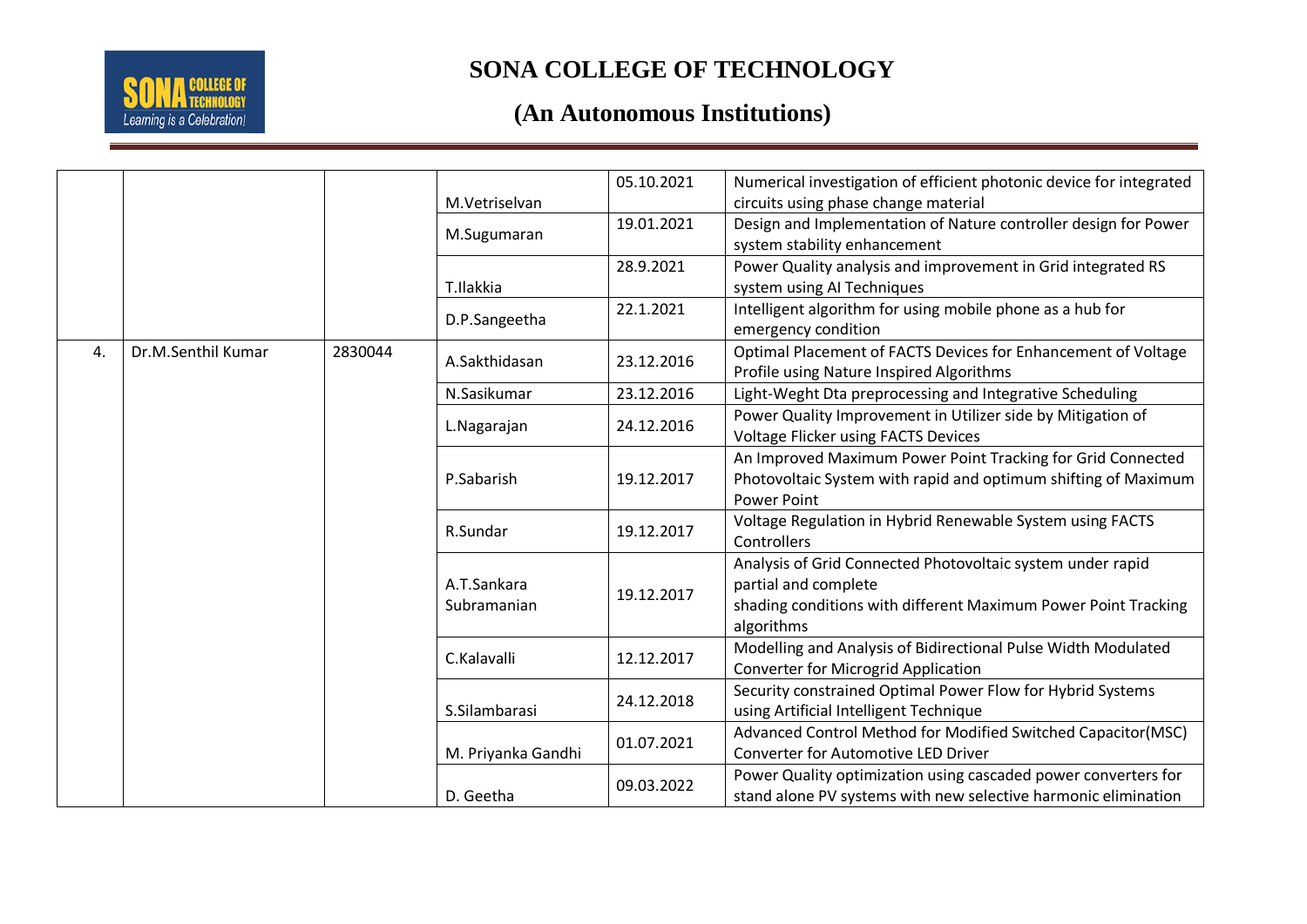# SONA COLLEGE OF TECHNOLOGY

## (An Autonomous Institutions)

| | | | | | |
|---|---|---|---|---|---|
| | | | M.Vetriselvan | 05.10.2021 | Numerical investigation of efficient photonic device for integrated circuits using phase change material |
| | | | M.Sugumaran | 19.01.2021 | Design and Implementation of Nature controller design for Power system stability enhancement |
| | | | T.Ilakkia | 28.9.2021 | Power Quality analysis and improvement in Grid integrated RS system using AI Techniques |
| | | | D.P.Sangeetha | 22.1.2021 | Intelligent algorithm for using mobile phone as a hub for emergency condition |
| 4. | Dr.M.Senthil Kumar | 2830044 | A.Sakthidasan | 23.12.2016 | Optimal Placement of FACTS Devices for Enhancement of Voltage Profile using Nature Inspired Algorithms |
| | | | N.Sasikumar | 23.12.2016 | Light-Weght Dta preprocessing and Integrative Scheduling |
| | | | L.Nagarajan | 24.12.2016 | Power Quality Improvement in Utilizer side by Mitigation of Voltage Flicker using FACTS Devices |
| | | | P.Sabarish | 19.12.2017 | An Improved Maximum Power Point Tracking for Grid Connected Photovoltaic System with rapid and optimum shifting of Maximum Power Point |
| | | | R.Sundar | 19.12.2017 | Voltage Regulation in Hybrid Renewable System using FACTS Controllers |
| | | | A.T.Sankara Subramanian | 19.12.2017 | Analysis of Grid Connected Photovoltaic system under rapid partial and complete shading conditions with different Maximum Power Point Tracking algorithms |
| | | | C.Kalavalli | 12.12.2017 | Modelling and Analysis of Bidirectional Pulse Width Modulated Converter for Microgrid Application |
| | | | S.Silambarasi | 24.12.2018 | Security constrained Optimal Power Flow for Hybrid Systems using Artificial Intelligent Technique |
| | | | M. Priyanka Gandhi | 01.07.2021 | Advanced Control Method for Modified Switched Capacitor(MSC) Converter for Automotive LED Driver |
| | | | D. Geetha | 09.03.2022 | Power Quality optimization using cascaded power converters for stand alone PV systems with new selective harmonic elimination |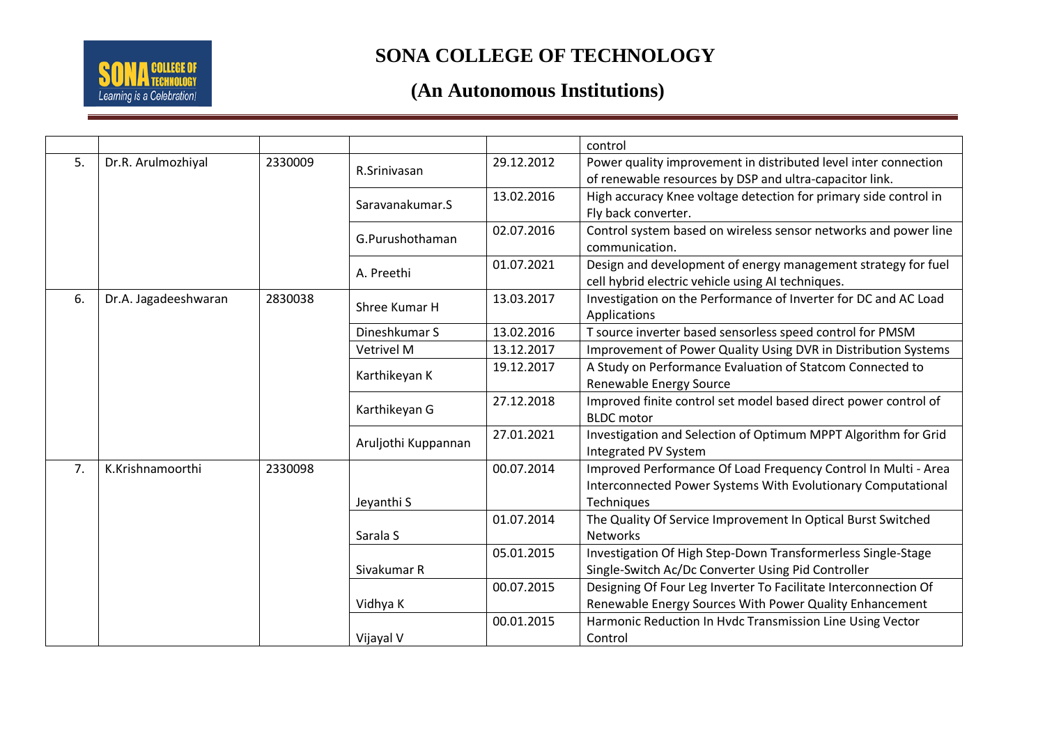| | | | | | control |
|---|---|---|---|---|---|
| 5. | Dr.R. Arulmozhiyal | 2330009 | R.Srinivasan | 29.12.2012 | Power quality improvement in distributed level inter connection of renewable resources by DSP and ultra-capacitor link. |
| | | | Saravanakumar.S | 13.02.2016 | High accuracy Knee voltage detection for primary side control in Fly back converter. |
| | | | G.Purushothaman | 02.07.2016 | Control system based on wireless sensor networks and power line communication. |
| | | | A. Preethi | 01.07.2021 | Design and development of energy management strategy for fuel cell hybrid electric vehicle using AI techniques. |
| 6. | Dr.A. Jagadeeshwaran | 2830038 | Shree Kumar H | 13.03.2017 | Investigation on the Performance of Inverter for DC and AC Load Applications |
| | | | Dineshkumar S | 13.02.2016 | T source inverter based sensorless speed control for PMSM |
| | | | Vetrivel M | 13.12.2017 | Improvement of Power Quality Using DVR in Distribution Systems |
| | | | Karthikeyan K | 19.12.2017 | A Study on Performance Evaluation of Statcom Connected to Renewable Energy Source |
| | | | Karthikeyan G | 27.12.2018 | Improved finite control set model based direct power control of BLDC motor |
| | | | Aruljothi Kuppannan | 27.01.2021 | Investigation and Selection of Optimum MPPT Algorithm for Grid Integrated PV System |
| 7. | K.Krishnamoorthi | 2330098 | Jeyanthi S | 00.07.2014 | Improved Performance Of Load Frequency Control In Multi - Area Interconnected Power Systems With Evolutionary Computational Techniques |
| | | | Sarala S | 01.07.2014 | The Quality Of Service Improvement In Optical Burst Switched Networks |
| | | | Sivakumar R | 05.01.2015 | Investigation Of High Step-Down Transformerless Single-Stage Single-Switch Ac/Dc Converter Using Pid Controller |
| | | | Vidhya K | 00.07.2015 | Designing Of Four Leg Inverter To Facilitate Interconnection Of Renewable Energy Sources With Power Quality Enhancement |
| | | | Vijayal V | 00.01.2015 | Harmonic Reduction In Hvdc Transmission Line Using Vector Control |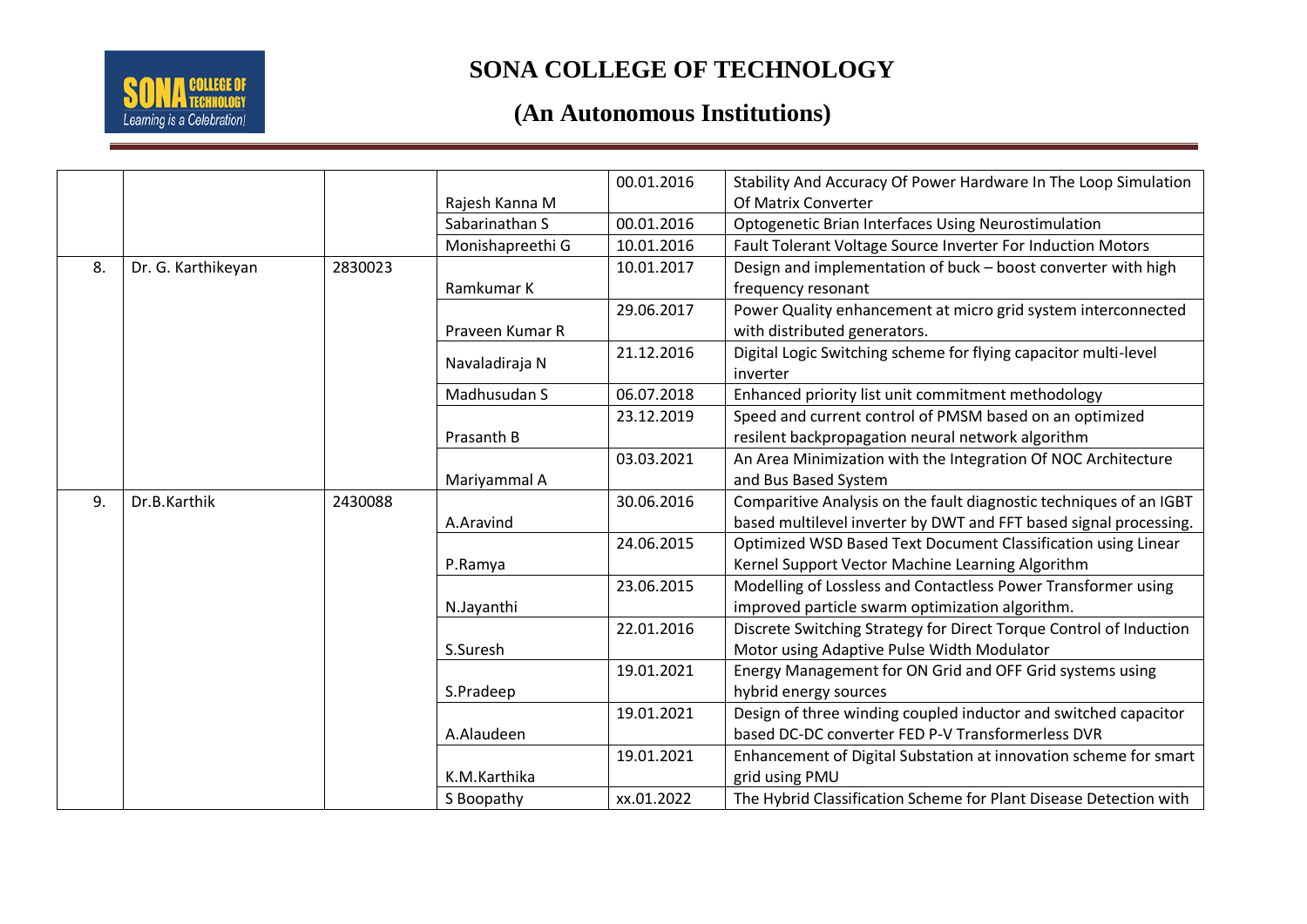# SONA COLLEGE OF TECHNOLOGY

## (An Autonomous Institutions)

| | | | | | |
|---|---|---|---|---|---|
| | | | Rajesh Kanna M | 00.01.2016 | Stability And Accuracy Of Power Hardware In The Loop Simulation Of Matrix Converter |
| | | | Sabarinathan S | 00.01.2016 | Optogenetic Brian Interfaces Using Neurostimulation |
| | | | Monishapreethi G | 10.01.2016 | Fault Tolerant Voltage Source Inverter For Induction Motors |
| 8. | Dr. G. Karthikeyan | 2830023 | Ramkumar K | 10.01.2017 | Design and implementation of buck – boost converter with high frequency resonant |
| | | | Praveen Kumar R | 29.06.2017 | Power Quality enhancement at micro grid system interconnected with distributed generators. |
| | | | Navaladiraja N | 21.12.2016 | Digital Logic Switching scheme for flying capacitor multi-level inverter |
| | | | Madhusudan S | 06.07.2018 | Enhanced priority list unit commitment methodology |
| | | | Prasanth B | 23.12.2019 | Speed and current control of PMSM based on an optimized resilent backpropagation neural network algorithm |
| | | | Mariyammal A | 03.03.2021 | An Area Minimization with the Integration Of NOC Architecture and Bus Based System |
| 9. | Dr.B.Karthik | 2430088 | A.Aravind | 30.06.2016 | Comparitive Analysis on the fault diagnostic techniques of an IGBT based multilevel inverter by DWT and FFT based signal processing. |
| | | | P.Ramya | 24.06.2015 | Optimized WSD Based Text Document Classification using Linear Kernel Support Vector Machine Learning Algorithm |
| | | | N.Jayanthi | 23.06.2015 | Modelling of Lossless and Contactless Power Transformer using improved particle swarm optimization algorithm. |
| | | | S.Suresh | 22.01.2016 | Discrete Switching Strategy for Direct Torque Control of Induction Motor using Adaptive Pulse Width Modulator |
| | | | S.Pradeep | 19.01.2021 | Energy Management for ON Grid and OFF Grid systems using hybrid energy sources |
| | | | A.Alaudeen | 19.01.2021 | Design of three winding coupled inductor and switched capacitor based DC-DC converter FED P-V Transformerless DVR |
| | | | K.M.Karthika | 19.01.2021 | Enhancement of Digital Substation at innovation scheme for smart grid using PMU |
| | | | S Boopathy | xx.01.2022 | The Hybrid Classification Scheme for Plant Disease Detection with |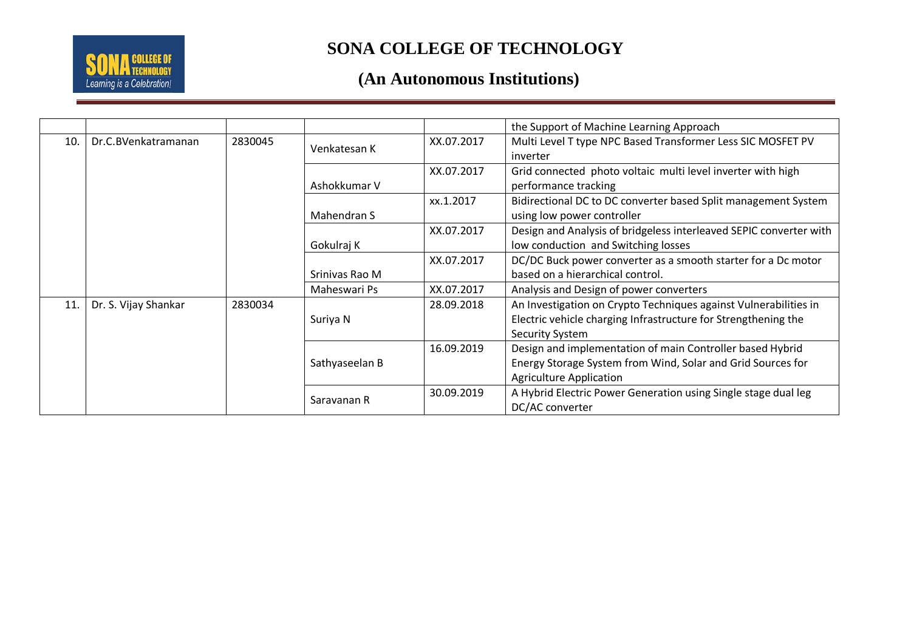# SONA COLLEGE OF TECHNOLOGY

## (An Autonomous Institutions)

| | | | | | |
|---|---|---|---|---|---|
| | | | | | the Support of Machine Learning Approach |
| 10. | Dr.C.BVenkatramanan | 2830045 | Venkatesan K | XX.07.2017 | Multi Level T type NPC Based Transformer Less SIC MOSFET PV inverter |
| | | | Ashokkumar V | XX.07.2017 | Grid connected photo voltaic multi level inverter with high performance tracking |
| | | | Mahendran S | xx.1.2017 | Bidirectional DC to DC converter based Split management System using low power controller |
| | | | Gokulraj K | XX.07.2017 | Design and Analysis of bridgeless interleaved SEPIC converter with low conduction and Switching losses |
| | | | Srinivas Rao M | XX.07.2017 | DC/DC Buck power converter as a smooth starter for a Dc motor based on a hierarchical control. |
| | | | Maheswari Ps | XX.07.2017 | Analysis and Design of power converters |
| 11. | Dr. S. Vijay Shankar | 2830034 | Suriya N | 28.09.2018 | An Investigation on Crypto Techniques against Vulnerabilities in Electric vehicle charging Infrastructure for Strengthening the Security System |
| | | | Sathyaseelan B | 16.09.2019 | Design and implementation of main Controller based Hybrid Energy Storage System from Wind, Solar and Grid Sources for Agriculture Application |
| | | | Saravanan R | 30.09.2019 | A Hybrid Electric Power Generation using Single stage dual leg DC/AC converter |